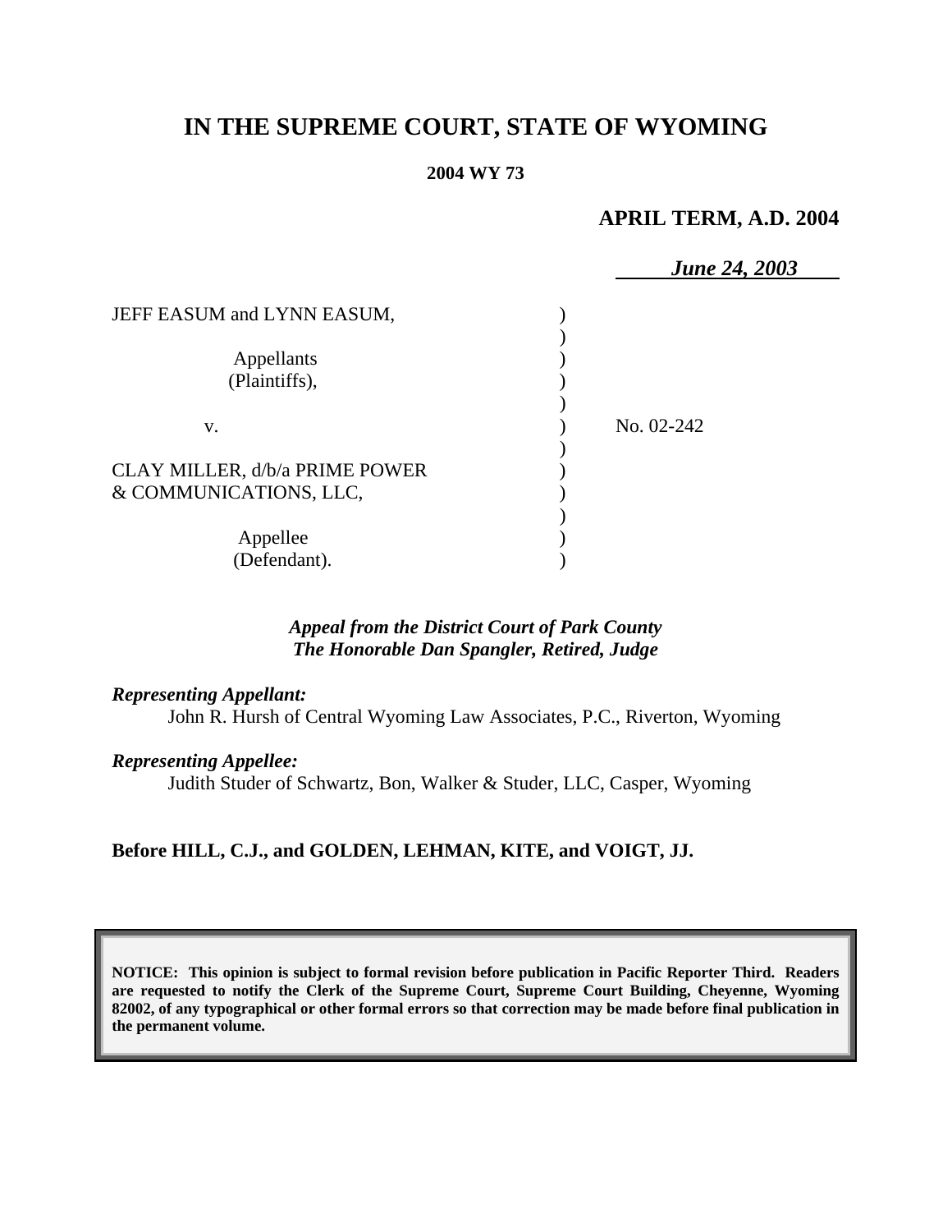# IN THE SUPREME COURT, STATE OF WYOMING

**2004 WY 73**

**APRIL TERM, A.D. 2004**

*June 24, 2003*

| | | |
|---|---|---|
| JEFF EASUM and LYNN EASUM, | ) | |
| | ) | |
| Appellants | ) | |
| (Plaintiffs), | ) | |
| | ) | |
| v. | ) | No. 02-242 |
| | ) | |
| CLAY MILLER, d/b/a PRIME POWER & COMMUNICATIONS, LLC, | ) | |
| | ) | |
| Appellee | ) | |
| (Defendant). | ) | |

*Appeal from the District Court of Park County*
*The Honorable Dan Spangler, Retired, Judge*

*Representing Appellant:*
John R. Hursh of Central Wyoming Law Associates, P.C., Riverton, Wyoming

*Representing Appellee:*
Judith Studer of Schwartz, Bon, Walker & Studer, LLC, Casper, Wyoming

**Before HILL, C.J., and GOLDEN, LEHMAN, KITE, and VOIGT, JJ.**

**NOTICE: This opinion is subject to formal revision before publication in Pacific Reporter Third. Readers are requested to notify the Clerk of the Supreme Court, Supreme Court Building, Cheyenne, Wyoming 82002, of any typographical or other formal errors so that correction may be made before final publication in the permanent volume.**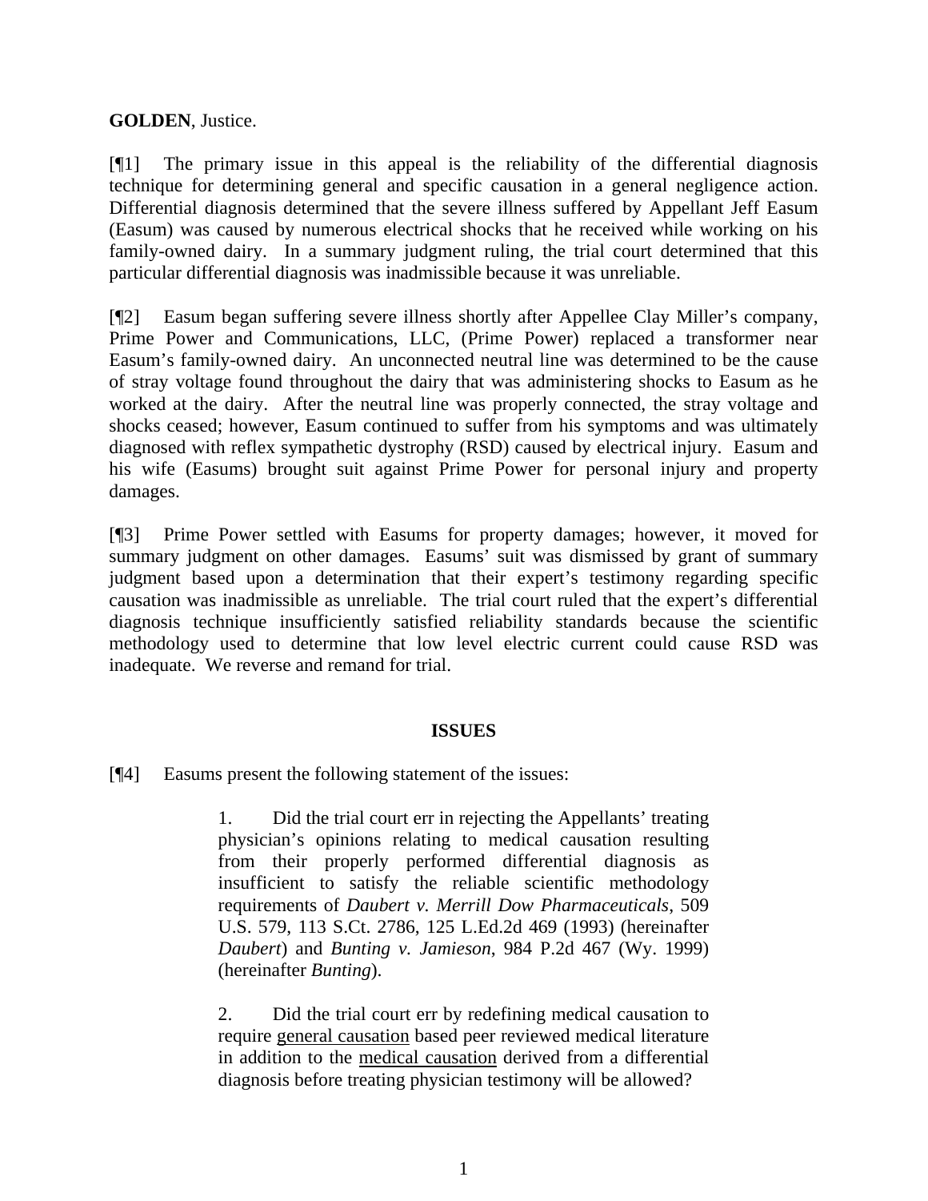**GOLDEN**, Justice.

[¶1] The primary issue in this appeal is the reliability of the differential diagnosis technique for determining general and specific causation in a general negligence action. Differential diagnosis determined that the severe illness suffered by Appellant Jeff Easum (Easum) was caused by numerous electrical shocks that he received while working on his family-owned dairy. In a summary judgment ruling, the trial court determined that this particular differential diagnosis was inadmissible because it was unreliable.

[¶2] Easum began suffering severe illness shortly after Appellee Clay Miller's company, Prime Power and Communications, LLC, (Prime Power) replaced a transformer near Easum's family-owned dairy. An unconnected neutral line was determined to be the cause of stray voltage found throughout the dairy that was administering shocks to Easum as he worked at the dairy. After the neutral line was properly connected, the stray voltage and shocks ceased; however, Easum continued to suffer from his symptoms and was ultimately diagnosed with reflex sympathetic dystrophy (RSD) caused by electrical injury. Easum and his wife (Easums) brought suit against Prime Power for personal injury and property damages.

[¶3] Prime Power settled with Easums for property damages; however, it moved for summary judgment on other damages. Easums' suit was dismissed by grant of summary judgment based upon a determination that their expert's testimony regarding specific causation was inadmissible as unreliable. The trial court ruled that the expert's differential diagnosis technique insufficiently satisfied reliability standards because the scientific methodology used to determine that low level electric current could cause RSD was inadequate. We reverse and remand for trial.

## ISSUES

[¶4] Easums present the following statement of the issues:

> 1. Did the trial court err in rejecting the Appellants' treating physician's opinions relating to medical causation resulting from their properly performed differential diagnosis as insufficient to satisfy the reliable scientific methodology requirements of *Daubert v. Merrill Dow Pharmaceuticals*, 509 U.S. 579, 113 S.Ct. 2786, 125 L.Ed.2d 469 (1993) (hereinafter *Daubert*) and *Bunting v. Jamieson*, 984 P.2d 467 (Wy. 1999) (hereinafter *Bunting*).
>
> 2. Did the trial court err by redefining medical causation to require <u>general causation</u> based peer reviewed medical literature in addition to the <u>medical causation</u> derived from a differential diagnosis before treating physician testimony will be allowed?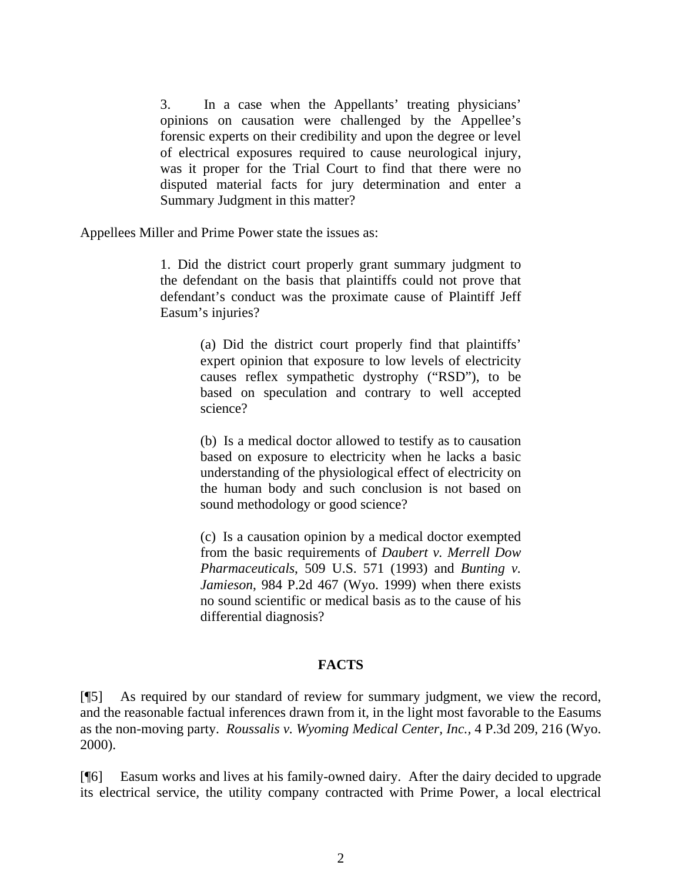> 3. In a case when the Appellants' treating physicians' opinions on causation were challenged by the Appellee's forensic experts on their credibility and upon the degree or level of electrical exposures required to cause neurological injury, was it proper for the Trial Court to find that there were no disputed material facts for jury determination and enter a Summary Judgment in this matter?

Appellees Miller and Prime Power state the issues as:

> 1. Did the district court properly grant summary judgment to the defendant on the basis that plaintiffs could not prove that defendant's conduct was the proximate cause of Plaintiff Jeff Easum's injuries?
>
> > (a) Did the district court properly find that plaintiffs' expert opinion that exposure to low levels of electricity causes reflex sympathetic dystrophy ("RSD"), to be based on speculation and contrary to well accepted science?
> >
> > (b) Is a medical doctor allowed to testify as to causation based on exposure to electricity when he lacks a basic understanding of the physiological effect of electricity on the human body and such conclusion is not based on sound methodology or good science?
> >
> > (c) Is a causation opinion by a medical doctor exempted from the basic requirements of *Daubert v. Merrell Dow Pharmaceuticals*, 509 U.S. 571 (1993) and *Bunting v. Jamieson*, 984 P.2d 467 (Wyo. 1999) when there exists no sound scientific or medical basis as to the cause of his differential diagnosis?

## FACTS

[¶5] As required by our standard of review for summary judgment, we view the record, and the reasonable factual inferences drawn from it, in the light most favorable to the Easums as the non-moving party. *Roussalis v. Wyoming Medical Center, Inc.*, 4 P.3d 209, 216 (Wyo. 2000).

[¶6] Easum works and lives at his family-owned dairy. After the dairy decided to upgrade its electrical service, the utility company contracted with Prime Power, a local electrical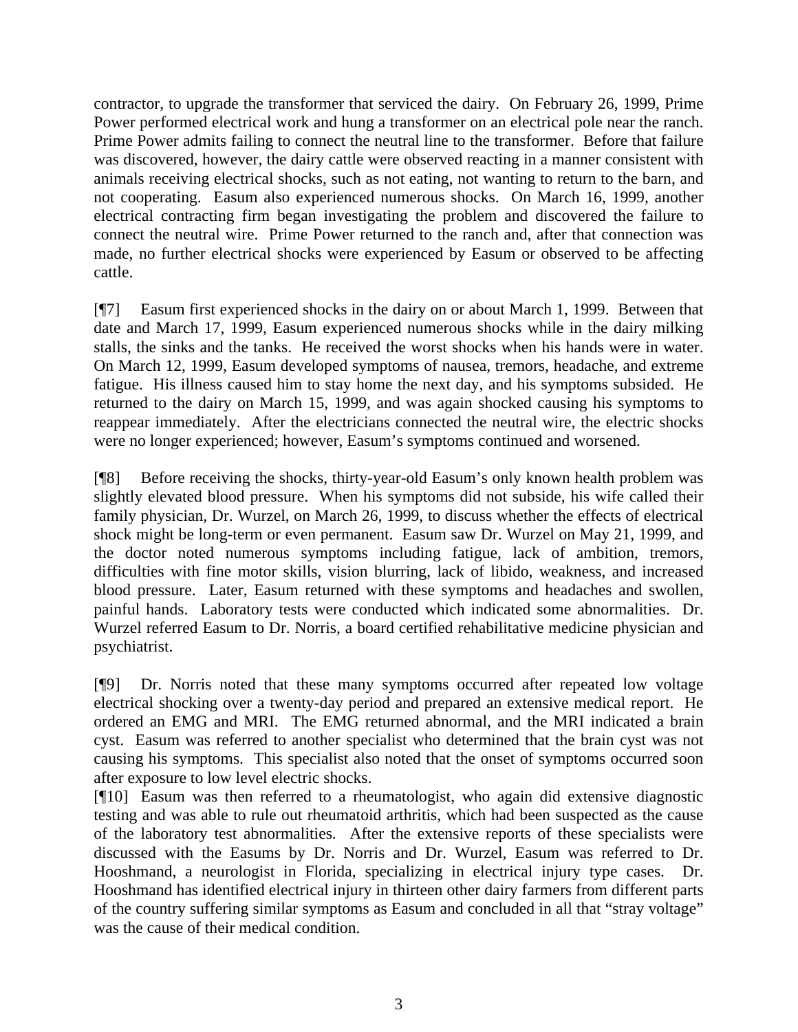contractor, to upgrade the transformer that serviced the dairy. On February 26, 1999, Prime Power performed electrical work and hung a transformer on an electrical pole near the ranch. Prime Power admits failing to connect the neutral line to the transformer. Before that failure was discovered, however, the dairy cattle were observed reacting in a manner consistent with animals receiving electrical shocks, such as not eating, not wanting to return to the barn, and not cooperating. Easum also experienced numerous shocks. On March 16, 1999, another electrical contracting firm began investigating the problem and discovered the failure to connect the neutral wire. Prime Power returned to the ranch and, after that connection was made, no further electrical shocks were experienced by Easum or observed to be affecting cattle.

[¶7] Easum first experienced shocks in the dairy on or about March 1, 1999. Between that date and March 17, 1999, Easum experienced numerous shocks while in the dairy milking stalls, the sinks and the tanks. He received the worst shocks when his hands were in water. On March 12, 1999, Easum developed symptoms of nausea, tremors, headache, and extreme fatigue. His illness caused him to stay home the next day, and his symptoms subsided. He returned to the dairy on March 15, 1999, and was again shocked causing his symptoms to reappear immediately. After the electricians connected the neutral wire, the electric shocks were no longer experienced; however, Easum's symptoms continued and worsened.

[¶8] Before receiving the shocks, thirty-year-old Easum's only known health problem was slightly elevated blood pressure. When his symptoms did not subside, his wife called their family physician, Dr. Wurzel, on March 26, 1999, to discuss whether the effects of electrical shock might be long-term or even permanent. Easum saw Dr. Wurzel on May 21, 1999, and the doctor noted numerous symptoms including fatigue, lack of ambition, tremors, difficulties with fine motor skills, vision blurring, lack of libido, weakness, and increased blood pressure. Later, Easum returned with these symptoms and headaches and swollen, painful hands. Laboratory tests were conducted which indicated some abnormalities. Dr. Wurzel referred Easum to Dr. Norris, a board certified rehabilitative medicine physician and psychiatrist.

[¶9] Dr. Norris noted that these many symptoms occurred after repeated low voltage electrical shocking over a twenty-day period and prepared an extensive medical report. He ordered an EMG and MRI. The EMG returned abnormal, and the MRI indicated a brain cyst. Easum was referred to another specialist who determined that the brain cyst was not causing his symptoms. This specialist also noted that the onset of symptoms occurred soon after exposure to low level electric shocks.

[¶10] Easum was then referred to a rheumatologist, who again did extensive diagnostic testing and was able to rule out rheumatoid arthritis, which had been suspected as the cause of the laboratory test abnormalities. After the extensive reports of these specialists were discussed with the Easums by Dr. Norris and Dr. Wurzel, Easum was referred to Dr. Hooshmand, a neurologist in Florida, specializing in electrical injury type cases. Dr. Hooshmand has identified electrical injury in thirteen other dairy farmers from different parts of the country suffering similar symptoms as Easum and concluded in all that "stray voltage" was the cause of their medical condition.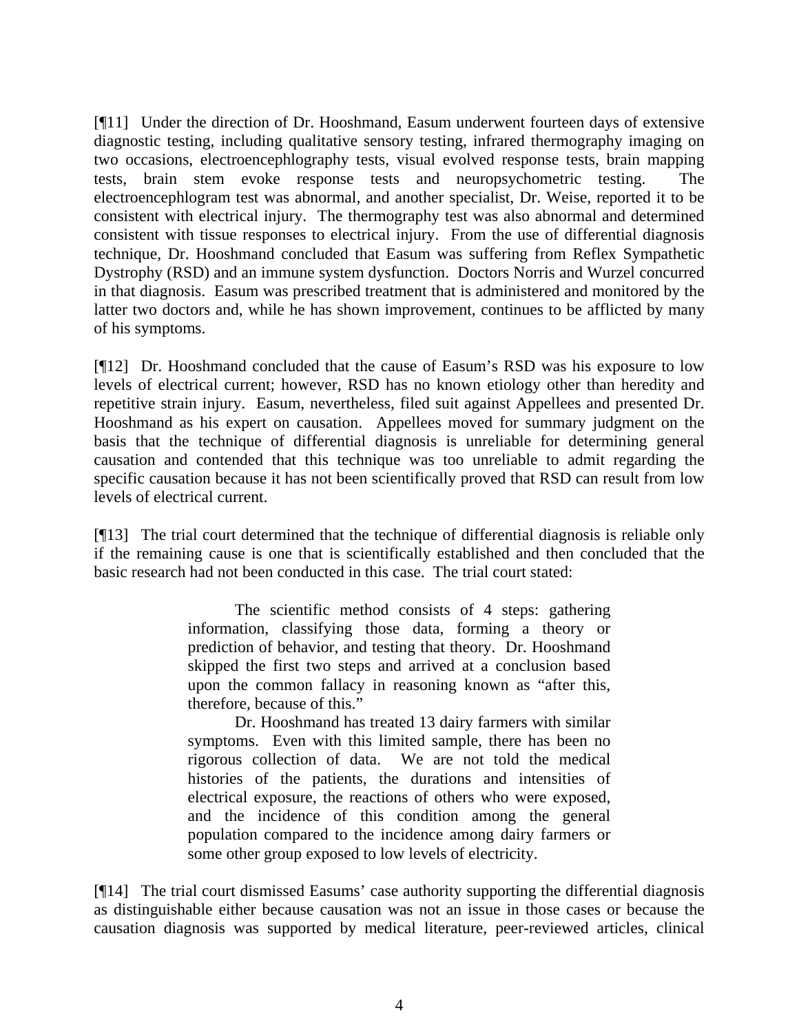[¶11] Under the direction of Dr. Hooshmand, Easum underwent fourteen days of extensive diagnostic testing, including qualitative sensory testing, infrared thermography imaging on two occasions, electroencephlography tests, visual evolved response tests, brain mapping tests, brain stem evoke response tests and neuropsychometric testing. The electroencephlogram test was abnormal, and another specialist, Dr. Weise, reported it to be consistent with electrical injury. The thermography test was also abnormal and determined consistent with tissue responses to electrical injury. From the use of differential diagnosis technique, Dr. Hooshmand concluded that Easum was suffering from Reflex Sympathetic Dystrophy (RSD) and an immune system dysfunction. Doctors Norris and Wurzel concurred in that diagnosis. Easum was prescribed treatment that is administered and monitored by the latter two doctors and, while he has shown improvement, continues to be afflicted by many of his symptoms.

[¶12] Dr. Hooshmand concluded that the cause of Easum's RSD was his exposure to low levels of electrical current; however, RSD has no known etiology other than heredity and repetitive strain injury. Easum, nevertheless, filed suit against Appellees and presented Dr. Hooshmand as his expert on causation. Appellees moved for summary judgment on the basis that the technique of differential diagnosis is unreliable for determining general causation and contended that this technique was too unreliable to admit regarding the specific causation because it has not been scientifically proved that RSD can result from low levels of electrical current.

[¶13] The trial court determined that the technique of differential diagnosis is reliable only if the remaining cause is one that is scientifically established and then concluded that the basic research had not been conducted in this case. The trial court stated:

> The scientific method consists of 4 steps: gathering information, classifying those data, forming a theory or prediction of behavior, and testing that theory. Dr. Hooshmand skipped the first two steps and arrived at a conclusion based upon the common fallacy in reasoning known as "after this, therefore, because of this."
>
> Dr. Hooshmand has treated 13 dairy farmers with similar symptoms. Even with this limited sample, there has been no rigorous collection of data. We are not told the medical histories of the patients, the durations and intensities of electrical exposure, the reactions of others who were exposed, and the incidence of this condition among the general population compared to the incidence among dairy farmers or some other group exposed to low levels of electricity.

[¶14] The trial court dismissed Easums' case authority supporting the differential diagnosis as distinguishable either because causation was not an issue in those cases or because the causation diagnosis was supported by medical literature, peer-reviewed articles, clinical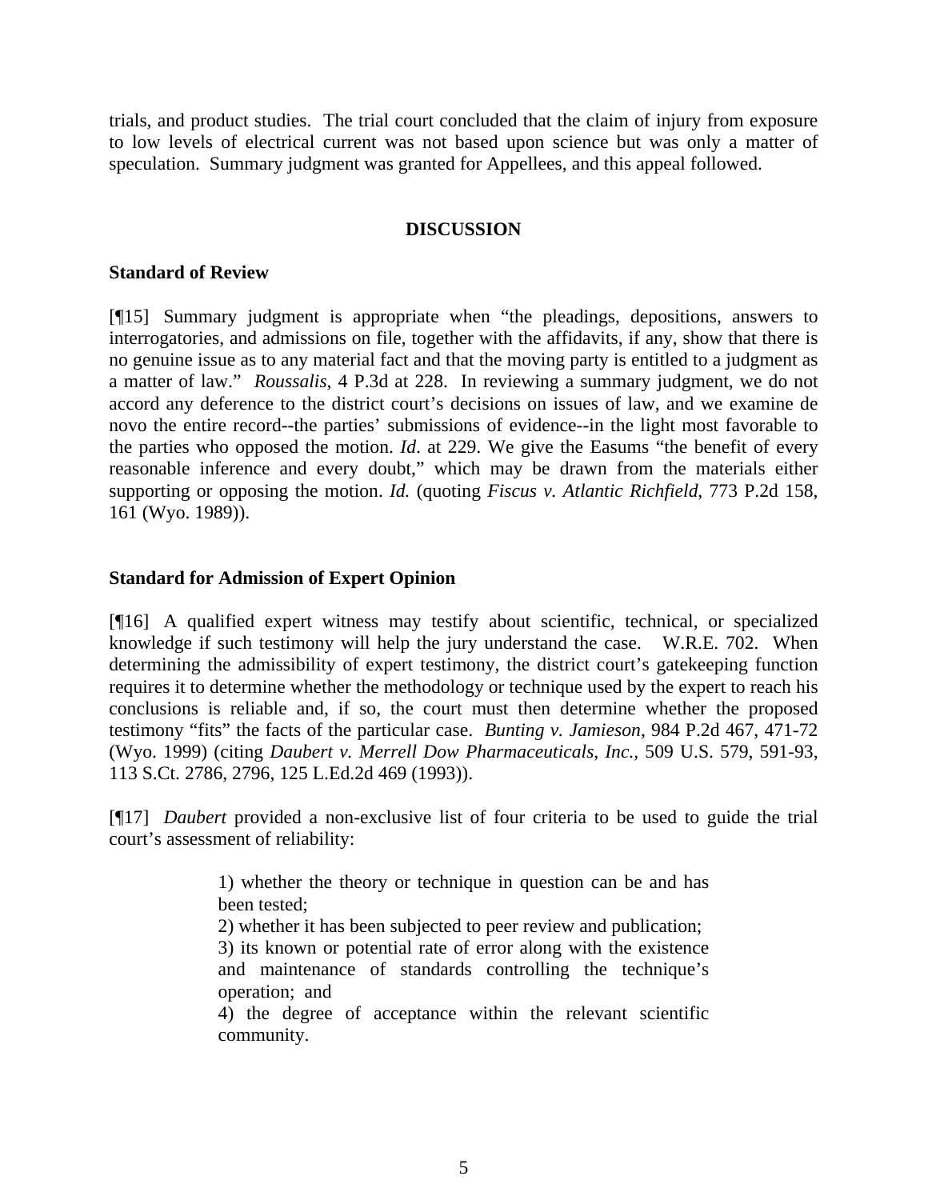trials, and product studies. The trial court concluded that the claim of injury from exposure to low levels of electrical current was not based upon science but was only a matter of speculation. Summary judgment was granted for Appellees, and this appeal followed.

## DISCUSSION

### Standard of Review

[¶15] Summary judgment is appropriate when "the pleadings, depositions, answers to interrogatories, and admissions on file, together with the affidavits, if any, show that there is no genuine issue as to any material fact and that the moving party is entitled to a judgment as a matter of law." *Roussalis*, 4 P.3d at 228. In reviewing a summary judgment, we do not accord any deference to the district court's decisions on issues of law, and we examine de novo the entire record--the parties' submissions of evidence--in the light most favorable to the parties who opposed the motion. *Id.* at 229. We give the Easums "the benefit of every reasonable inference and every doubt," which may be drawn from the materials either supporting or opposing the motion. *Id.* (quoting *Fiscus v. Atlantic Richfield*, 773 P.2d 158, 161 (Wyo. 1989)).

### Standard for Admission of Expert Opinion

[¶16] A qualified expert witness may testify about scientific, technical, or specialized knowledge if such testimony will help the jury understand the case. W.R.E. 702. When determining the admissibility of expert testimony, the district court's gatekeeping function requires it to determine whether the methodology or technique used by the expert to reach his conclusions is reliable and, if so, the court must then determine whether the proposed testimony "fits" the facts of the particular case. *Bunting v. Jamieson*, 984 P.2d 467, 471-72 (Wyo. 1999) (citing *Daubert v. Merrell Dow Pharmaceuticals, Inc.*, 509 U.S. 579, 591-93, 113 S.Ct. 2786, 2796, 125 L.Ed.2d 469 (1993)).

[¶17] *Daubert* provided a non-exclusive list of four criteria to be used to guide the trial court's assessment of reliability:

> 1) whether the theory or technique in question can be and has been tested;
> 2) whether it has been subjected to peer review and publication;
> 3) its known or potential rate of error along with the existence and maintenance of standards controlling the technique's operation; and
> 4) the degree of acceptance within the relevant scientific community.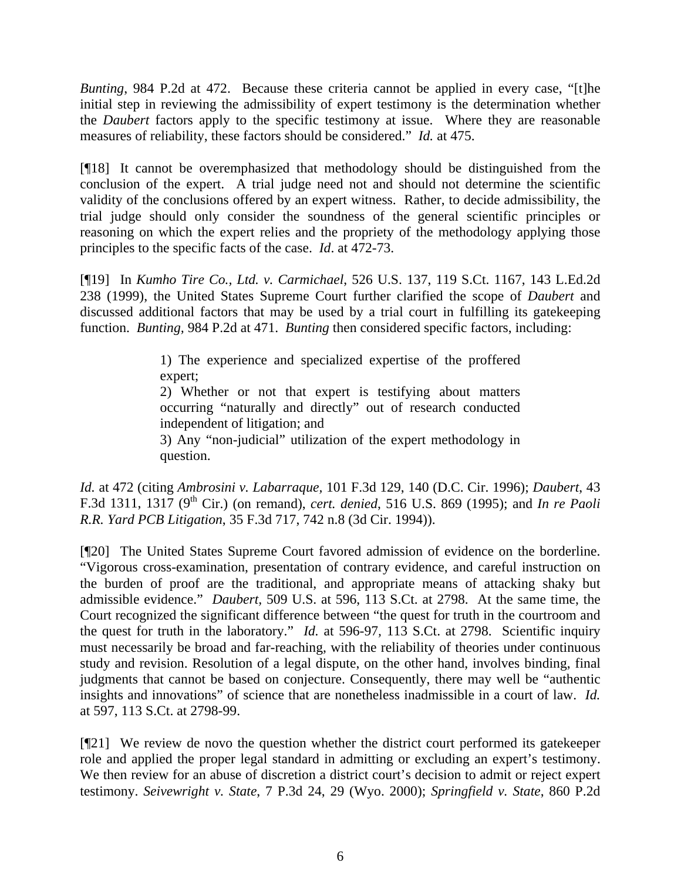*Bunting*, 984 P.2d at 472. Because these criteria cannot be applied in every case, "[t]he initial step in reviewing the admissibility of expert testimony is the determination whether the *Daubert* factors apply to the specific testimony at issue. Where they are reasonable measures of reliability, these factors should be considered." *Id.* at 475.

[¶18] It cannot be overemphasized that methodology should be distinguished from the conclusion of the expert. A trial judge need not and should not determine the scientific validity of the conclusions offered by an expert witness. Rather, to decide admissibility, the trial judge should only consider the soundness of the general scientific principles or reasoning on which the expert relies and the propriety of the methodology applying those principles to the specific facts of the case. *Id*. at 472-73.

[¶19] In *Kumho Tire Co., Ltd. v. Carmichael*, 526 U.S. 137, 119 S.Ct. 1167, 143 L.Ed.2d 238 (1999), the United States Supreme Court further clarified the scope of *Daubert* and discussed additional factors that may be used by a trial court in fulfilling its gatekeeping function. *Bunting,* 984 P.2d at 471. *Bunting* then considered specific factors, including:

> 1) The experience and specialized expertise of the proffered expert;
> 2) Whether or not that expert is testifying about matters occurring "naturally and directly" out of research conducted independent of litigation; and
> 3) Any "non-judicial" utilization of the expert methodology in question.

*Id.* at 472 (citing *Ambrosini v. Labarraque,* 101 F.3d 129, 140 (D.C. Cir. 1996); *Daubert,* 43 F.3d 1311, 1317 (9th Cir.) (on remand), *cert. denied*, 516 U.S. 869 (1995); and *In re Paoli R.R. Yard PCB Litigation*, 35 F.3d 717, 742 n.8 (3d Cir. 1994)).

[¶20] The United States Supreme Court favored admission of evidence on the borderline. "Vigorous cross-examination, presentation of contrary evidence, and careful instruction on the burden of proof are the traditional, and appropriate means of attacking shaky but admissible evidence." *Daubert,* 509 U.S. at 596, 113 S.Ct. at 2798. At the same time, the Court recognized the significant difference between "the quest for truth in the courtroom and the quest for truth in the laboratory." *Id.* at 596-97, 113 S.Ct. at 2798. Scientific inquiry must necessarily be broad and far-reaching, with the reliability of theories under continuous study and revision. Resolution of a legal dispute, on the other hand, involves binding, final judgments that cannot be based on conjecture. Consequently, there may well be "authentic insights and innovations" of science that are nonetheless inadmissible in a court of law. *Id.* at 597, 113 S.Ct. at 2798-99.

[¶21] We review de novo the question whether the district court performed its gatekeeper role and applied the proper legal standard in admitting or excluding an expert's testimony. We then review for an abuse of discretion a district court's decision to admit or reject expert testimony. *Seivewright v. State*, 7 P.3d 24, 29 (Wyo. 2000); *Springfield v. State*, 860 P.2d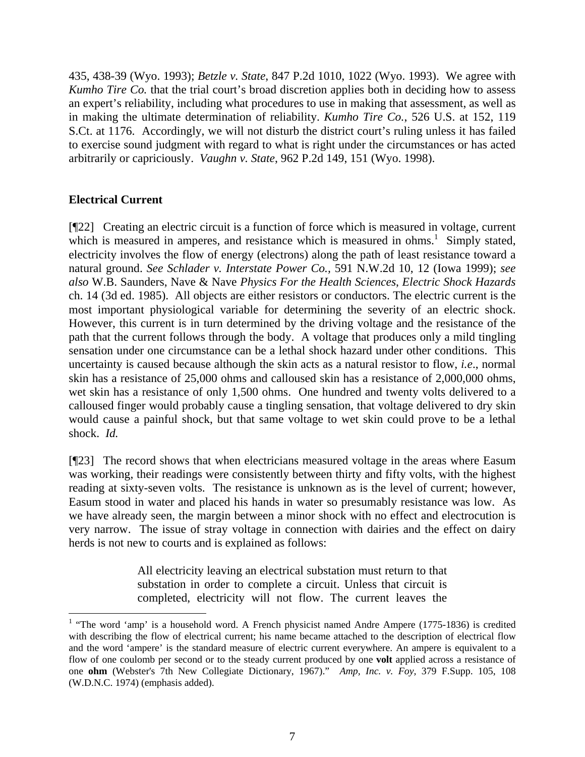435, 438-39 (Wyo. 1993); *Betzle v. State*, 847 P.2d 1010, 1022 (Wyo. 1993). We agree with *Kumho Tire Co.* that the trial court's broad discretion applies both in deciding how to assess an expert's reliability, including what procedures to use in making that assessment, as well as in making the ultimate determination of reliability. *Kumho Tire Co.*, 526 U.S. at 152, 119 S.Ct. at 1176. Accordingly, we will not disturb the district court's ruling unless it has failed to exercise sound judgment with regard to what is right under the circumstances or has acted arbitrarily or capriciously. *Vaughn v. State*, 962 P.2d 149, 151 (Wyo. 1998).

**Electrical Current**

[¶22] Creating an electric circuit is a function of force which is measured in voltage, current which is measured in amperes, and resistance which is measured in ohms.[1] Simply stated, electricity involves the flow of energy (electrons) along the path of least resistance toward a natural ground. *See Schlader v. Interstate Power Co.*, 591 N.W.2d 10, 12 (Iowa 1999); *see also* W.B. Saunders, Nave & Nave *Physics For the Health Sciences*, *Electric Shock Hazards* ch. 14 (3d ed. 1985). All objects are either resistors or conductors. The electric current is the most important physiological variable for determining the severity of an electric shock. However, this current is in turn determined by the driving voltage and the resistance of the path that the current follows through the body. A voltage that produces only a mild tingling sensation under one circumstance can be a lethal shock hazard under other conditions. This uncertainty is caused because although the skin acts as a natural resistor to flow, *i.e.*, normal skin has a resistance of 25,000 ohms and calloused skin has a resistance of 2,000,000 ohms, wet skin has a resistance of only 1,500 ohms. One hundred and twenty volts delivered to a calloused finger would probably cause a tingling sensation, that voltage delivered to dry skin would cause a painful shock, but that same voltage to wet skin could prove to be a lethal shock. *Id.*

[¶23] The record shows that when electricians measured voltage in the areas where Easum was working, their readings were consistently between thirty and fifty volts, with the highest reading at sixty-seven volts. The resistance is unknown as is the level of current; however, Easum stood in water and placed his hands in water so presumably resistance was low. As we have already seen, the margin between a minor shock with no effect and electrocution is very narrow. The issue of stray voltage in connection with dairies and the effect on dairy herds is not new to courts and is explained as follows:

> All electricity leaving an electrical substation must return to that substation in order to complete a circuit. Unless that circuit is completed, electricity will not flow. The current leaves the

[1] "The word 'amp' is a household word. A French physicist named Andre Ampere (1775-1836) is credited with describing the flow of electrical current; his name became attached to the description of electrical flow and the word 'ampere' is the standard measure of electric current everywhere. An ampere is equivalent to a flow of one coulomb per second or to the steady current produced by one **volt** applied across a resistance of one **ohm** (Webster's 7th New Collegiate Dictionary, 1967)." *Amp, Inc. v. Foy,* 379 F.Supp. 105, 108 (W.D.N.C. 1974) (emphasis added).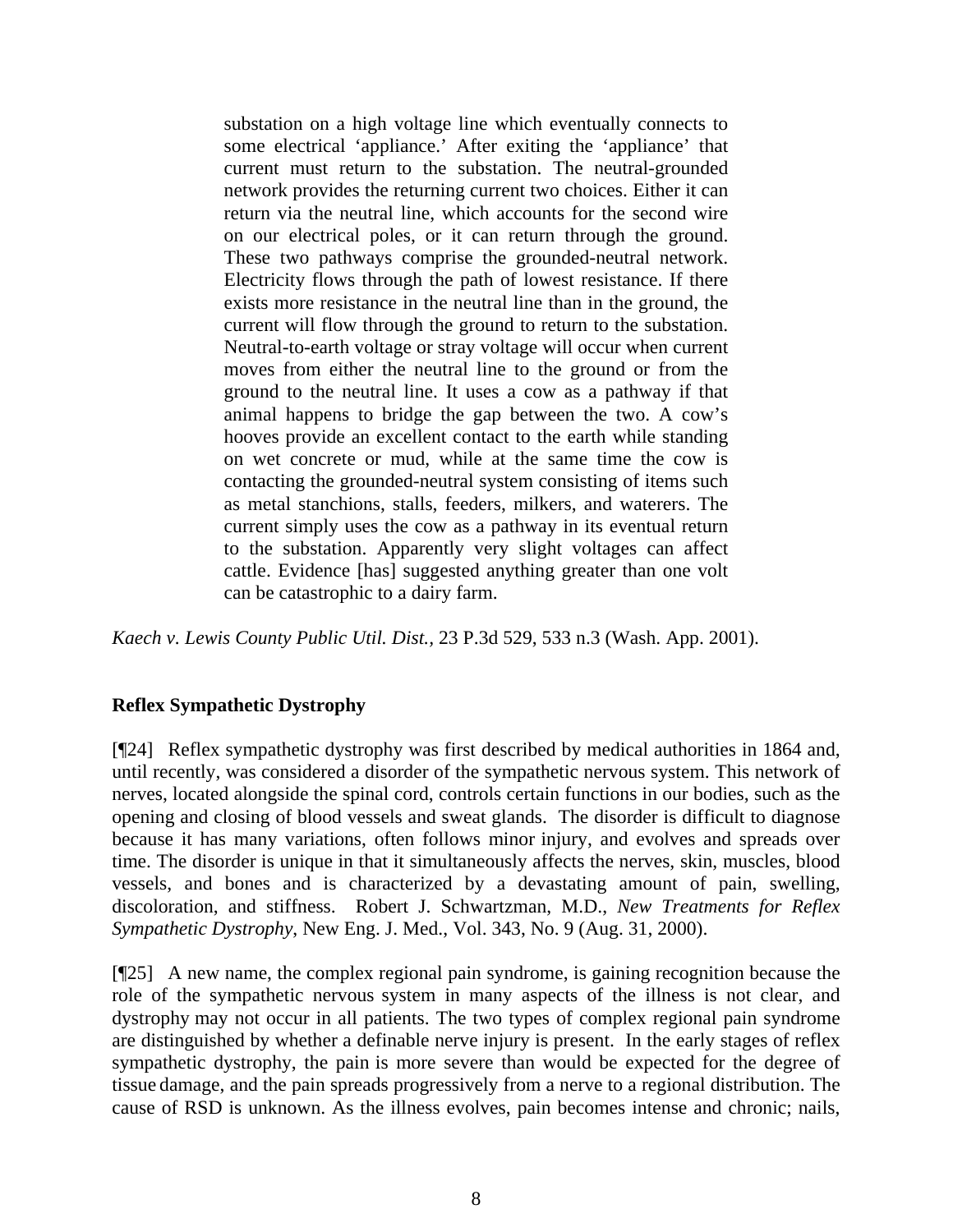> substation on a high voltage line which eventually connects to some electrical 'appliance.' After exiting the 'appliance' that current must return to the substation. The neutral-grounded network provides the returning current two choices. Either it can return via the neutral line, which accounts for the second wire on our electrical poles, or it can return through the ground. These two pathways comprise the grounded-neutral network. Electricity flows through the path of lowest resistance. If there exists more resistance in the neutral line than in the ground, the current will flow through the ground to return to the substation. Neutral-to-earth voltage or stray voltage will occur when current moves from either the neutral line to the ground or from the ground to the neutral line. It uses a cow as a pathway if that animal happens to bridge the gap between the two. A cow's hooves provide an excellent contact to the earth while standing on wet concrete or mud, while at the same time the cow is contacting the grounded-neutral system consisting of items such as metal stanchions, stalls, feeders, milkers, and waterers. The current simply uses the cow as a pathway in its eventual return to the substation. Apparently very slight voltages can affect cattle. Evidence [has] suggested anything greater than one volt can be catastrophic to a dairy farm.

*Kaech v. Lewis County Public Util. Dist.,* 23 P.3d 529, 533 n.3 (Wash. App. 2001).

**Reflex Sympathetic Dystrophy**

[¶24] Reflex sympathetic dystrophy was first described by medical authorities in 1864 and, until recently, was considered a disorder of the sympathetic nervous system. This network of nerves, located alongside the spinal cord, controls certain functions in our bodies, such as the opening and closing of blood vessels and sweat glands. The disorder is difficult to diagnose because it has many variations, often follows minor injury, and evolves and spreads over time. The disorder is unique in that it simultaneously affects the nerves, skin, muscles, blood vessels, and bones and is characterized by a devastating amount of pain, swelling, discoloration, and stiffness. Robert J. Schwartzman, M.D., *New Treatments for Reflex Sympathetic Dystrophy*, New Eng. J. Med., Vol. 343, No. 9 (Aug. 31, 2000).

[¶25] A new name, the complex regional pain syndrome, is gaining recognition because the role of the sympathetic nervous system in many aspects of the illness is not clear, and dystrophy may not occur in all patients. The two types of complex regional pain syndrome are distinguished by whether a definable nerve injury is present. In the early stages of reflex sympathetic dystrophy, the pain is more severe than would be expected for the degree of tissue damage, and the pain spreads progressively from a nerve to a regional distribution. The cause of RSD is unknown. As the illness evolves, pain becomes intense and chronic; nails,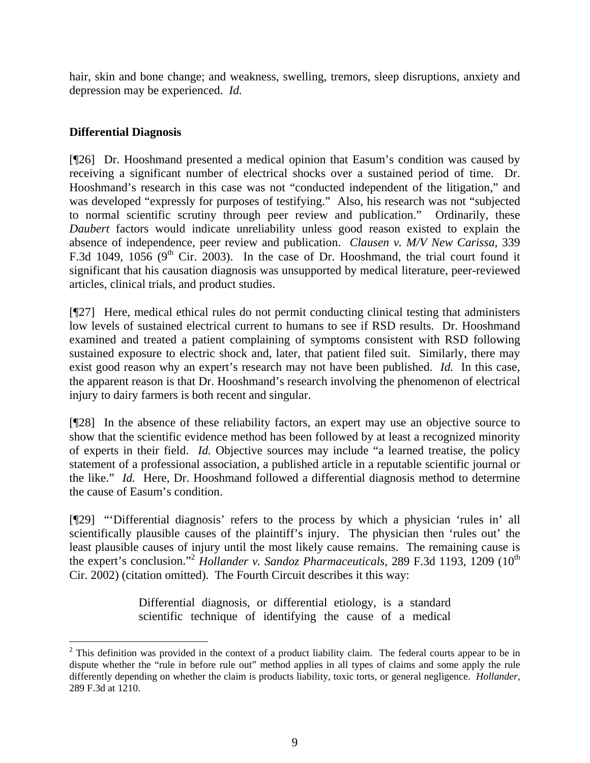hair, skin and bone change; and weakness, swelling, tremors, sleep disruptions, anxiety and depression may be experienced. *Id.*

**Differential Diagnosis**

[¶26] Dr. Hooshmand presented a medical opinion that Easum's condition was caused by receiving a significant number of electrical shocks over a sustained period of time. Dr. Hooshmand's research in this case was not "conducted independent of the litigation," and was developed "expressly for purposes of testifying." Also, his research was not "subjected to normal scientific scrutiny through peer review and publication." Ordinarily, these *Daubert* factors would indicate unreliability unless good reason existed to explain the absence of independence, peer review and publication. *Clausen v. M/V New Carissa*, 339 F.3d 1049, 1056 (9th Cir. 2003). In the case of Dr. Hooshmand, the trial court found it significant that his causation diagnosis was unsupported by medical literature, peer-reviewed articles, clinical trials, and product studies.

[¶27] Here, medical ethical rules do not permit conducting clinical testing that administers low levels of sustained electrical current to humans to see if RSD results. Dr. Hooshmand examined and treated a patient complaining of symptoms consistent with RSD following sustained exposure to electric shock and, later, that patient filed suit. Similarly, there may exist good reason why an expert's research may not have been published. *Id.* In this case, the apparent reason is that Dr. Hooshmand's research involving the phenomenon of electrical injury to dairy farmers is both recent and singular.

[¶28] In the absence of these reliability factors, an expert may use an objective source to show that the scientific evidence method has been followed by at least a recognized minority of experts in their field. *Id.* Objective sources may include "a learned treatise, the policy statement of a professional association, a published article in a reputable scientific journal or the like." *Id.* Here, Dr. Hooshmand followed a differential diagnosis method to determine the cause of Easum's condition.

[¶29] "'Differential diagnosis' refers to the process by which a physician 'rules in' all scientifically plausible causes of the plaintiff's injury. The physician then 'rules out' the least plausible causes of injury until the most likely cause remains. The remaining cause is the expert's conclusion."[2] *Hollander v. Sandoz Pharmaceuticals*, 289 F.3d 1193, 1209 (10th Cir. 2002) (citation omitted). The Fourth Circuit describes it this way:

> Differential diagnosis, or differential etiology, is a standard scientific technique of identifying the cause of a medical

[2] This definition was provided in the context of a product liability claim. The federal courts appear to be in dispute whether the "rule in before rule out" method applies in all types of claims and some apply the rule differently depending on whether the claim is products liability, toxic torts, or general negligence. *Hollander*, 289 F.3d at 1210.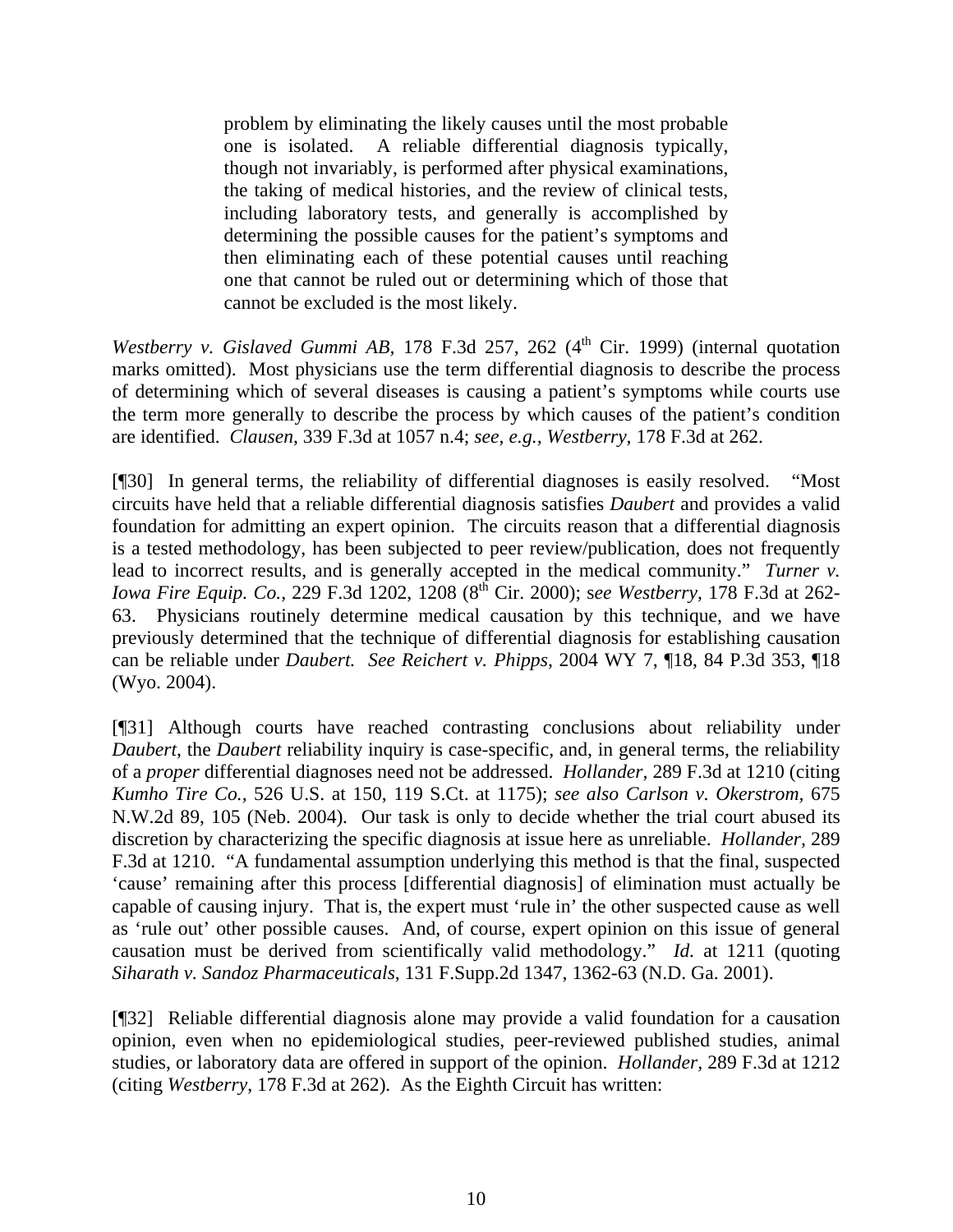> problem by eliminating the likely causes until the most probable one is isolated. A reliable differential diagnosis typically, though not invariably, is performed after physical examinations, the taking of medical histories, and the review of clinical tests, including laboratory tests, and generally is accomplished by determining the possible causes for the patient's symptoms and then eliminating each of these potential causes until reaching one that cannot be ruled out or determining which of those that cannot be excluded is the most likely.

*Westberry v. Gislaved Gummi AB*, 178 F.3d 257, 262 (4th Cir. 1999) (internal quotation marks omitted). Most physicians use the term differential diagnosis to describe the process of determining which of several diseases is causing a patient's symptoms while courts use the term more generally to describe the process by which causes of the patient's condition are identified. *Clausen*, 339 F.3d at 1057 n.4; *see, e.g., Westberry*, 178 F.3d at 262.

[¶30] In general terms, the reliability of differential diagnoses is easily resolved. "Most circuits have held that a reliable differential diagnosis satisfies *Daubert* and provides a valid foundation for admitting an expert opinion. The circuits reason that a differential diagnosis is a tested methodology, has been subjected to peer review/publication, does not frequently lead to incorrect results, and is generally accepted in the medical community." *Turner v. Iowa Fire Equip. Co.*, 229 F.3d 1202, 1208 (8th Cir. 2000); s*ee Westberry*, 178 F.3d at 262-63. Physicians routinely determine medical causation by this technique, and we have previously determined that the technique of differential diagnosis for establishing causation can be reliable under *Daubert. See Reichert v. Phipps*, 2004 WY 7, ¶18, 84 P.3d 353, ¶18 (Wyo. 2004).

[¶31] Although courts have reached contrasting conclusions about reliability under *Daubert*, the *Daubert* reliability inquiry is case-specific, and, in general terms, the reliability of a *proper* differential diagnoses need not be addressed. *Hollander*, 289 F.3d at 1210 (citing *Kumho Tire Co.,* 526 U.S. at 150, 119 S.Ct. at 1175); *see also Carlson v. Okerstrom*, 675 N.W.2d 89, 105 (Neb. 2004). Our task is only to decide whether the trial court abused its discretion by characterizing the specific diagnosis at issue here as unreliable. *Hollander*, 289 F.3d at 1210. "A fundamental assumption underlying this method is that the final, suspected 'cause' remaining after this process [differential diagnosis] of elimination must actually be capable of causing injury. That is, the expert must 'rule in' the other suspected cause as well as 'rule out' other possible causes. And, of course, expert opinion on this issue of general causation must be derived from scientifically valid methodology." *Id.* at 1211 (quoting *Siharath v. Sandoz Pharmaceuticals*, 131 F.Supp.2d 1347, 1362-63 (N.D. Ga. 2001).

[¶32] Reliable differential diagnosis alone may provide a valid foundation for a causation opinion, even when no epidemiological studies, peer-reviewed published studies, animal studies, or laboratory data are offered in support of the opinion. *Hollander*, 289 F.3d at 1212 (citing *Westberry*, 178 F.3d at 262). As the Eighth Circuit has written: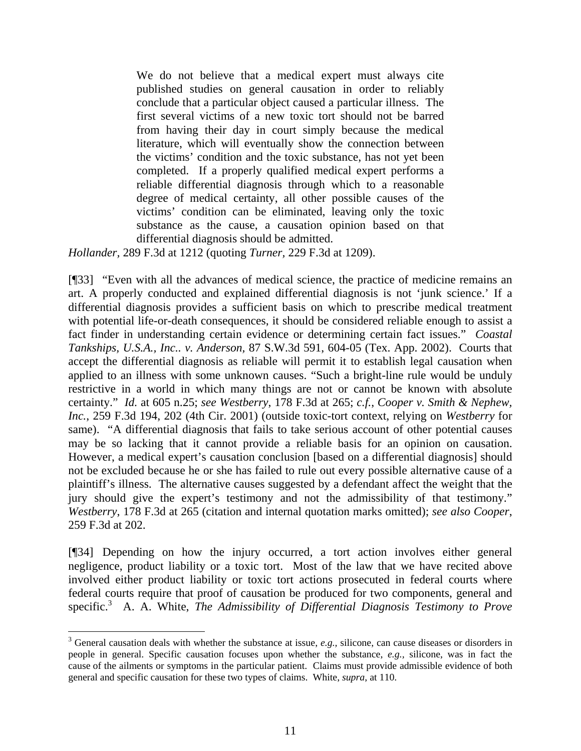> We do not believe that a medical expert must always cite published studies on general causation in order to reliably conclude that a particular object caused a particular illness. The first several victims of a new toxic tort should not be barred from having their day in court simply because the medical literature, which will eventually show the connection between the victims' condition and the toxic substance, has not yet been completed. If a properly qualified medical expert performs a reliable differential diagnosis through which to a reasonable degree of medical certainty, all other possible causes of the victims' condition can be eliminated, leaving only the toxic substance as the cause, a causation opinion based on that differential diagnosis should be admitted.

*Hollander*, 289 F.3d at 1212 (quoting *Turner*, 229 F.3d at 1209).

[¶33] "Even with all the advances of medical science, the practice of medicine remains an art. A properly conducted and explained differential diagnosis is not 'junk science.' If a differential diagnosis provides a sufficient basis on which to prescribe medical treatment with potential life-or-death consequences, it should be considered reliable enough to assist a fact finder in understanding certain evidence or determining certain fact issues." *Coastal Tankships, U.S.A., Inc.. v. Anderson*, 87 S.W.3d 591, 604-05 (Tex. App. 2002). Courts that accept the differential diagnosis as reliable will permit it to establish legal causation when applied to an illness with some unknown causes. "Such a bright-line rule would be unduly restrictive in a world in which many things are not or cannot be known with absolute certainty." *Id.* at 605 n.25; *see Westberry*, 178 F.3d at 265; *c.f.*, *Cooper v. Smith & Nephew, Inc.*, 259 F.3d 194, 202 (4th Cir. 2001) (outside toxic-tort context, relying on *Westberry* for same). "A differential diagnosis that fails to take serious account of other potential causes may be so lacking that it cannot provide a reliable basis for an opinion on causation. However, a medical expert's causation conclusion [based on a differential diagnosis] should not be excluded because he or she has failed to rule out every possible alternative cause of a plaintiff's illness. The alternative causes suggested by a defendant affect the weight that the jury should give the expert's testimony and not the admissibility of that testimony." *Westberry*, 178 F.3d at 265 (citation and internal quotation marks omitted); *see also Cooper*, 259 F.3d at 202.

[¶34] Depending on how the injury occurred, a tort action involves either general negligence, product liability or a toxic tort. Most of the law that we have recited above involved either product liability or toxic tort actions prosecuted in federal courts where federal courts require that proof of causation be produced for two components, general and specific.[3] A. A. White, *The Admissibility of Differential Diagnosis Testimony to Prove*

---

[3] General causation deals with whether the substance at issue, *e.g.*, silicone, can cause diseases or disorders in people in general. Specific causation focuses upon whether the substance, *e.g.*, silicone, was in fact the cause of the ailments or symptoms in the particular patient. Claims must provide admissible evidence of both general and specific causation for these two types of claims. White, *supra*, at 110.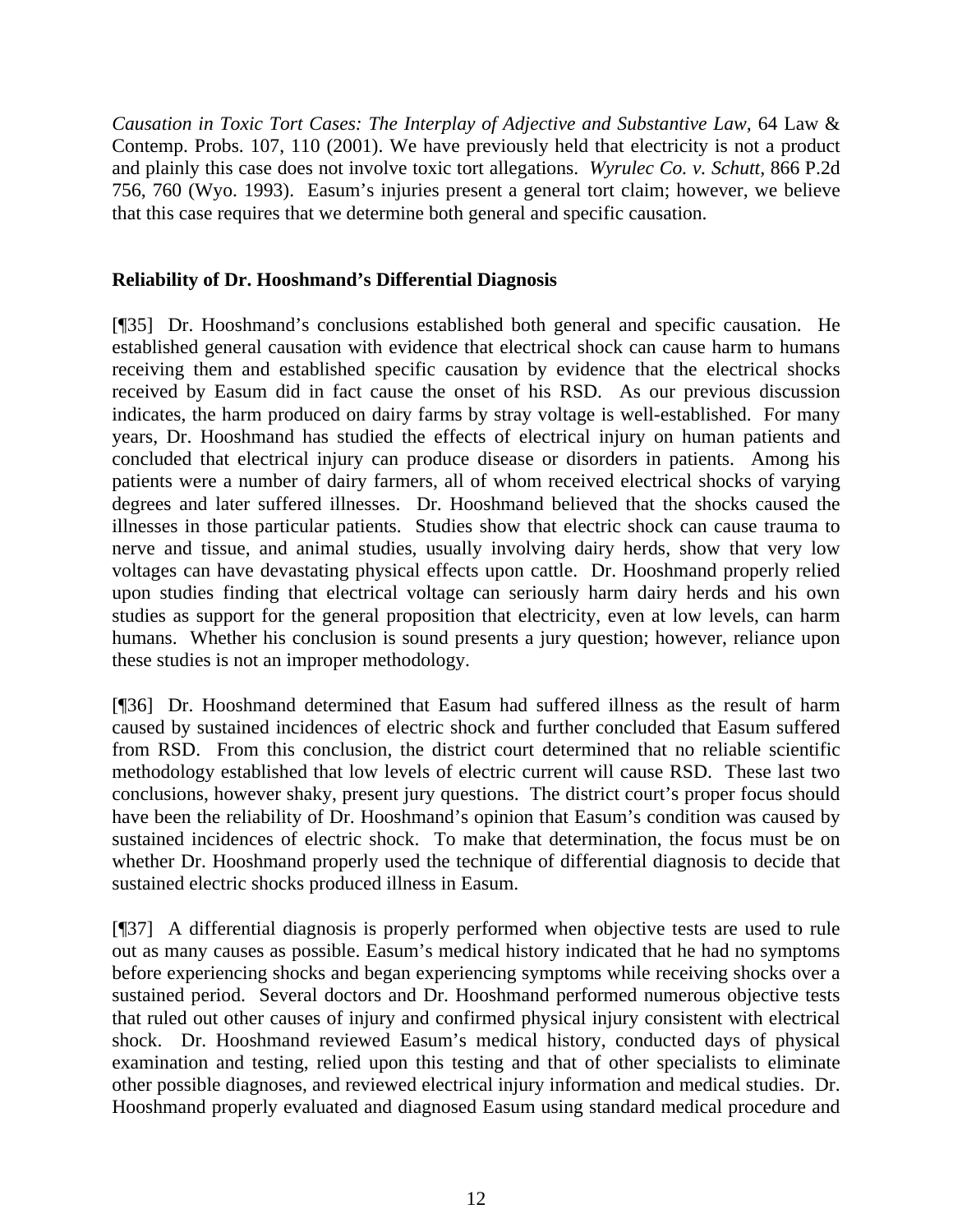*Causation in Toxic Tort Cases: The Interplay of Adjective and Substantive Law*, 64 Law & Contemp. Probs. 107, 110 (2001). We have previously held that electricity is not a product and plainly this case does not involve toxic tort allegations. *Wyrulec Co. v. Schutt*, 866 P.2d 756, 760 (Wyo. 1993). Easum's injuries present a general tort claim; however, we believe that this case requires that we determine both general and specific causation.

**Reliability of Dr. Hooshmand's Differential Diagnosis**

[¶35] Dr. Hooshmand's conclusions established both general and specific causation. He established general causation with evidence that electrical shock can cause harm to humans receiving them and established specific causation by evidence that the electrical shocks received by Easum did in fact cause the onset of his RSD. As our previous discussion indicates, the harm produced on dairy farms by stray voltage is well-established. For many years, Dr. Hooshmand has studied the effects of electrical injury on human patients and concluded that electrical injury can produce disease or disorders in patients. Among his patients were a number of dairy farmers, all of whom received electrical shocks of varying degrees and later suffered illnesses. Dr. Hooshmand believed that the shocks caused the illnesses in those particular patients. Studies show that electric shock can cause trauma to nerve and tissue, and animal studies, usually involving dairy herds, show that very low voltages can have devastating physical effects upon cattle. Dr. Hooshmand properly relied upon studies finding that electrical voltage can seriously harm dairy herds and his own studies as support for the general proposition that electricity, even at low levels, can harm humans. Whether his conclusion is sound presents a jury question; however, reliance upon these studies is not an improper methodology.

[¶36] Dr. Hooshmand determined that Easum had suffered illness as the result of harm caused by sustained incidences of electric shock and further concluded that Easum suffered from RSD. From this conclusion, the district court determined that no reliable scientific methodology established that low levels of electric current will cause RSD. These last two conclusions, however shaky, present jury questions. The district court's proper focus should have been the reliability of Dr. Hooshmand's opinion that Easum's condition was caused by sustained incidences of electric shock. To make that determination, the focus must be on whether Dr. Hooshmand properly used the technique of differential diagnosis to decide that sustained electric shocks produced illness in Easum.

[¶37] A differential diagnosis is properly performed when objective tests are used to rule out as many causes as possible. Easum's medical history indicated that he had no symptoms before experiencing shocks and began experiencing symptoms while receiving shocks over a sustained period. Several doctors and Dr. Hooshmand performed numerous objective tests that ruled out other causes of injury and confirmed physical injury consistent with electrical shock. Dr. Hooshmand reviewed Easum's medical history, conducted days of physical examination and testing, relied upon this testing and that of other specialists to eliminate other possible diagnoses, and reviewed electrical injury information and medical studies. Dr. Hooshmand properly evaluated and diagnosed Easum using standard medical procedure and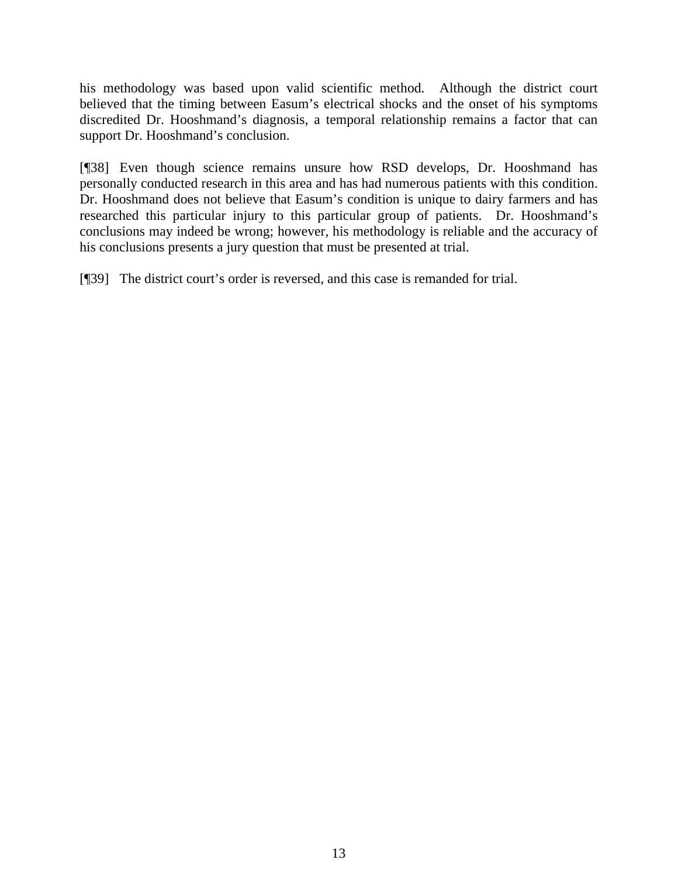his methodology was based upon valid scientific method. Although the district court believed that the timing between Easum's electrical shocks and the onset of his symptoms discredited Dr. Hooshmand's diagnosis, a temporal relationship remains a factor that can support Dr. Hooshmand's conclusion.

[¶38] Even though science remains unsure how RSD develops, Dr. Hooshmand has personally conducted research in this area and has had numerous patients with this condition. Dr. Hooshmand does not believe that Easum's condition is unique to dairy farmers and has researched this particular injury to this particular group of patients. Dr. Hooshmand's conclusions may indeed be wrong; however, his methodology is reliable and the accuracy of his conclusions presents a jury question that must be presented at trial.

[¶39] The district court's order is reversed, and this case is remanded for trial.